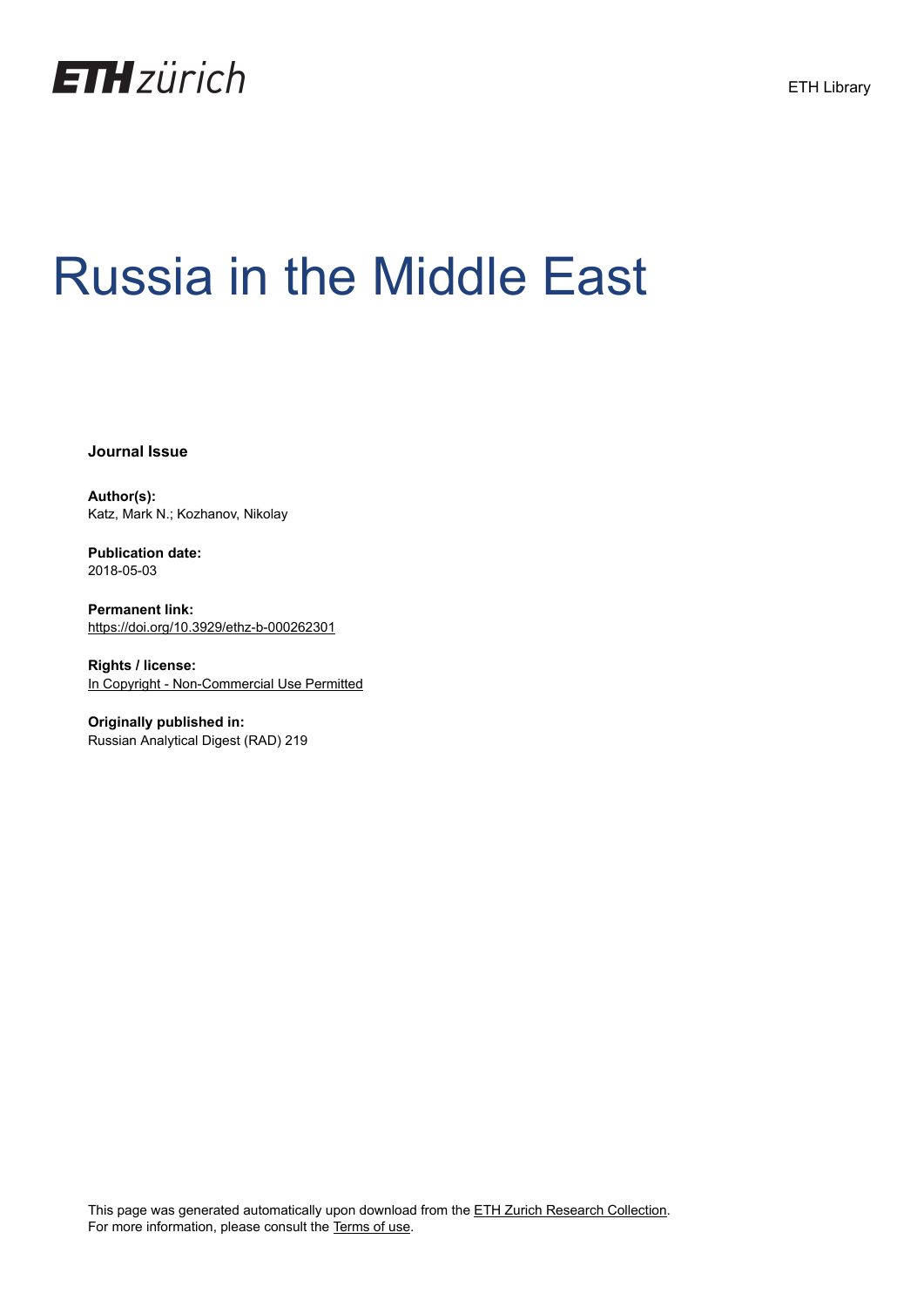ETH zürich

ETH Library

# Russia in the Middle East

**Journal Issue**

**Author(s):**
Katz, Mark N.; Kozhanov, Nikolay

**Publication date:**
2018-05-03

**Permanent link:**
https://doi.org/10.3929/ethz-b-000262301

**Rights / license:**
In Copyright - Non-Commercial Use Permitted

**Originally published in:**
Russian Analytical Digest (RAD) 219

This page was generated automatically upon download from the ETH Zurich Research Collection.
For more information, please consult the Terms of use.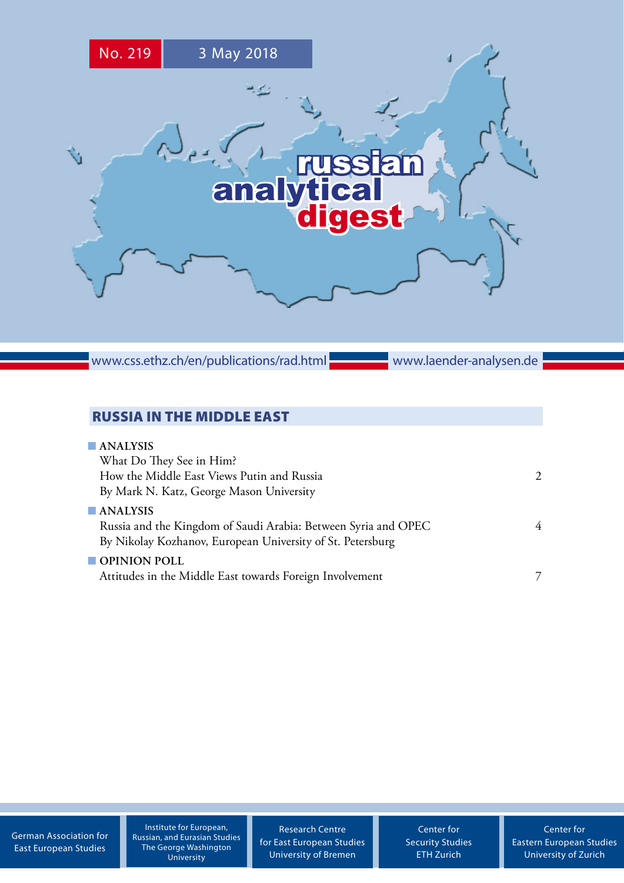No. 219 3 May 2018

russian analytical digest

www.css.ethz.ch/en/publications/rad.html www.laender-analysen.de

## RUSSIA IN THE MIDDLE EAST

**ANALYSIS**
What Do They See in Him?
How the Middle East Views Putin and Russia 2
By Mark N. Katz, George Mason University

**ANALYSIS**
Russia and the Kingdom of Saudi Arabia: Between Syria and OPEC 4
By Nikolay Kozhanov, European University of St. Petersburg

**OPINION POLL**
Attitudes in the Middle East towards Foreign Involvement 7

German Association for East European Studies

Institute for European, Russian, and Eurasian Studies The George Washington University

Research Centre for East European Studies University of Bremen

Center for Security Studies ETH Zurich

Center for Eastern European Studies University of Zurich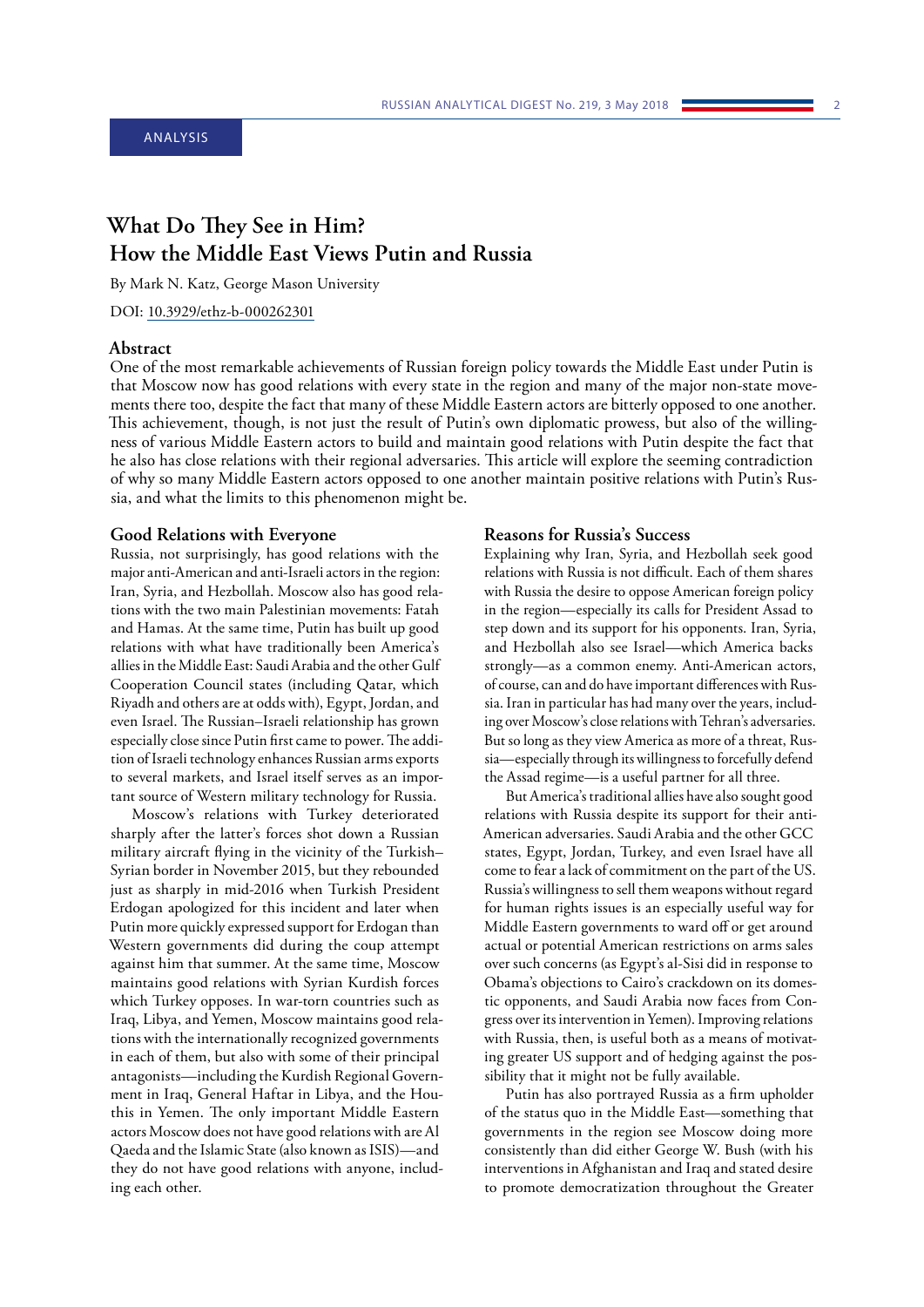ANALYSIS

# What Do They See in Him? How the Middle East Views Putin and Russia

By Mark N. Katz, George Mason University

DOI: 10.3929/ethz-b-000262301

## Abstract

One of the most remarkable achievements of Russian foreign policy towards the Middle East under Putin is that Moscow now has good relations with every state in the region and many of the major non-state movements there too, despite the fact that many of these Middle Eastern actors are bitterly opposed to one another. This achievement, though, is not just the result of Putin's own diplomatic prowess, but also of the willingness of various Middle Eastern actors to build and maintain good relations with Putin despite the fact that he also has close relations with their regional adversaries. This article will explore the seeming contradiction of why so many Middle Eastern actors opposed to one another maintain positive relations with Putin's Russia, and what the limits to this phenomenon might be.

## Good Relations with Everyone

Russia, not surprisingly, has good relations with the major anti-American and anti-Israeli actors in the region: Iran, Syria, and Hezbollah. Moscow also has good relations with the two main Palestinian movements: Fatah and Hamas. At the same time, Putin has built up good relations with what have traditionally been America's allies in the Middle East: Saudi Arabia and the other Gulf Cooperation Council states (including Qatar, which Riyadh and others are at odds with), Egypt, Jordan, and even Israel. The Russian–Israeli relationship has grown especially close since Putin first came to power. The addition of Israeli technology enhances Russian arms exports to several markets, and Israel itself serves as an important source of Western military technology for Russia.

Moscow's relations with Turkey deteriorated sharply after the latter's forces shot down a Russian military aircraft flying in the vicinity of the Turkish–Syrian border in November 2015, but they rebounded just as sharply in mid-2016 when Turkish President Erdogan apologized for this incident and later when Putin more quickly expressed support for Erdogan than Western governments did during the coup attempt against him that summer. At the same time, Moscow maintains good relations with Syrian Kurdish forces which Turkey opposes. In war-torn countries such as Iraq, Libya, and Yemen, Moscow maintains good relations with the internationally recognized governments in each of them, but also with some of their principal antagonists—including the Kurdish Regional Government in Iraq, General Haftar in Libya, and the Houthis in Yemen. The only important Middle Eastern actors Moscow does not have good relations with are Al Qaeda and the Islamic State (also known as ISIS)—and they do not have good relations with anyone, including each other.

## Reasons for Russia's Success

Explaining why Iran, Syria, and Hezbollah seek good relations with Russia is not difficult. Each of them shares with Russia the desire to oppose American foreign policy in the region—especially its calls for President Assad to step down and its support for his opponents. Iran, Syria, and Hezbollah also see Israel—which America backs strongly—as a common enemy. Anti-American actors, of course, can and do have important differences with Russia. Iran in particular has had many over the years, including over Moscow's close relations with Tehran's adversaries. But so long as they view America as more of a threat, Russia—especially through its willingness to forcefully defend the Assad regime—is a useful partner for all three.

But America's traditional allies have also sought good relations with Russia despite its support for their anti-American adversaries. Saudi Arabia and the other GCC states, Egypt, Jordan, Turkey, and even Israel have all come to fear a lack of commitment on the part of the US. Russia's willingness to sell them weapons without regard for human rights issues is an especially useful way for Middle Eastern governments to ward off or get around actual or potential American restrictions on arms sales over such concerns (as Egypt's al-Sisi did in response to Obama's objections to Cairo's crackdown on its domestic opponents, and Saudi Arabia now faces from Congress over its intervention in Yemen). Improving relations with Russia, then, is useful both as a means of motivating greater US support and of hedging against the possibility that it might not be fully available.

Putin has also portrayed Russia as a firm upholder of the status quo in the Middle East—something that governments in the region see Moscow doing more consistently than did either George W. Bush (with his interventions in Afghanistan and Iraq and stated desire to promote democratization throughout the Greater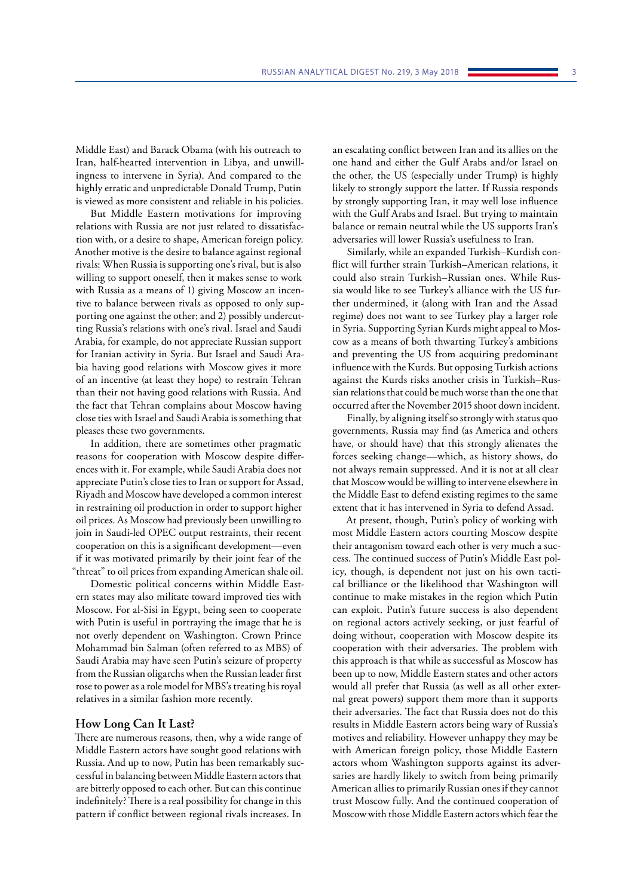Middle East) and Barack Obama (with his outreach to Iran, half-hearted intervention in Libya, and unwillingness to intervene in Syria). And compared to the highly erratic and unpredictable Donald Trump, Putin is viewed as more consistent and reliable in his policies.

But Middle Eastern motivations for improving relations with Russia are not just related to dissatisfaction with, or a desire to shape, American foreign policy. Another motive is the desire to balance against regional rivals: When Russia is supporting one's rival, but is also willing to support oneself, then it makes sense to work with Russia as a means of 1) giving Moscow an incentive to balance between rivals as opposed to only supporting one against the other; and 2) possibly undercutting Russia's relations with one's rival. Israel and Saudi Arabia, for example, do not appreciate Russian support for Iranian activity in Syria. But Israel and Saudi Arabia having good relations with Moscow gives it more of an incentive (at least they hope) to restrain Tehran than their not having good relations with Russia. And the fact that Tehran complains about Moscow having close ties with Israel and Saudi Arabia is something that pleases these two governments.

In addition, there are sometimes other pragmatic reasons for cooperation with Moscow despite differences with it. For example, while Saudi Arabia does not appreciate Putin's close ties to Iran or support for Assad, Riyadh and Moscow have developed a common interest in restraining oil production in order to support higher oil prices. As Moscow had previously been unwilling to join in Saudi-led OPEC output restraints, their recent cooperation on this is a significant development—even if it was motivated primarily by their joint fear of the "threat" to oil prices from expanding American shale oil.

Domestic political concerns within Middle Eastern states may also militate toward improved ties with Moscow. For al-Sisi in Egypt, being seen to cooperate with Putin is useful in portraying the image that he is not overly dependent on Washington. Crown Prince Mohammad bin Salman (often referred to as MBS) of Saudi Arabia may have seen Putin's seizure of property from the Russian oligarchs when the Russian leader first rose to power as a role model for MBS's treating his royal relatives in a similar fashion more recently.

## How Long Can It Last?

There are numerous reasons, then, why a wide range of Middle Eastern actors have sought good relations with Russia. And up to now, Putin has been remarkably successful in balancing between Middle Eastern actors that are bitterly opposed to each other. But can this continue indefinitely? There is a real possibility for change in this pattern if conflict between regional rivals increases. In an escalating conflict between Iran and its allies on the one hand and either the Gulf Arabs and/or Israel on the other, the US (especially under Trump) is highly likely to strongly support the latter. If Russia responds by strongly supporting Iran, it may well lose influence with the Gulf Arabs and Israel. But trying to maintain balance or remain neutral while the US supports Iran's adversaries will lower Russia's usefulness to Iran.

Similarly, while an expanded Turkish–Kurdish conflict will further strain Turkish–American relations, it could also strain Turkish–Russian ones. While Russia would like to see Turkey's alliance with the US further undermined, it (along with Iran and the Assad regime) does not want to see Turkey play a larger role in Syria. Supporting Syrian Kurds might appeal to Moscow as a means of both thwarting Turkey's ambitions and preventing the US from acquiring predominant influence with the Kurds. But opposing Turkish actions against the Kurds risks another crisis in Turkish–Russian relations that could be much worse than the one that occurred after the November 2015 shoot down incident.

Finally, by aligning itself so strongly with status quo governments, Russia may find (as America and others have, or should have) that this strongly alienates the forces seeking change—which, as history shows, do not always remain suppressed. And it is not at all clear that Moscow would be willing to intervene elsewhere in the Middle East to defend existing regimes to the same extent that it has intervened in Syria to defend Assad.

At present, though, Putin's policy of working with most Middle Eastern actors courting Moscow despite their antagonism toward each other is very much a success. The continued success of Putin's Middle East policy, though, is dependent not just on his own tactical brilliance or the likelihood that Washington will continue to make mistakes in the region which Putin can exploit. Putin's future success is also dependent on regional actors actively seeking, or just fearful of doing without, cooperation with Moscow despite its cooperation with their adversaries. The problem with this approach is that while as successful as Moscow has been up to now, Middle Eastern states and other actors would all prefer that Russia (as well as all other external great powers) support them more than it supports their adversaries. The fact that Russia does not do this results in Middle Eastern actors being wary of Russia's motives and reliability. However unhappy they may be with American foreign policy, those Middle Eastern actors whom Washington supports against its adversaries are hardly likely to switch from being primarily American allies to primarily Russian ones if they cannot trust Moscow fully. And the continued cooperation of Moscow with those Middle Eastern actors which fear the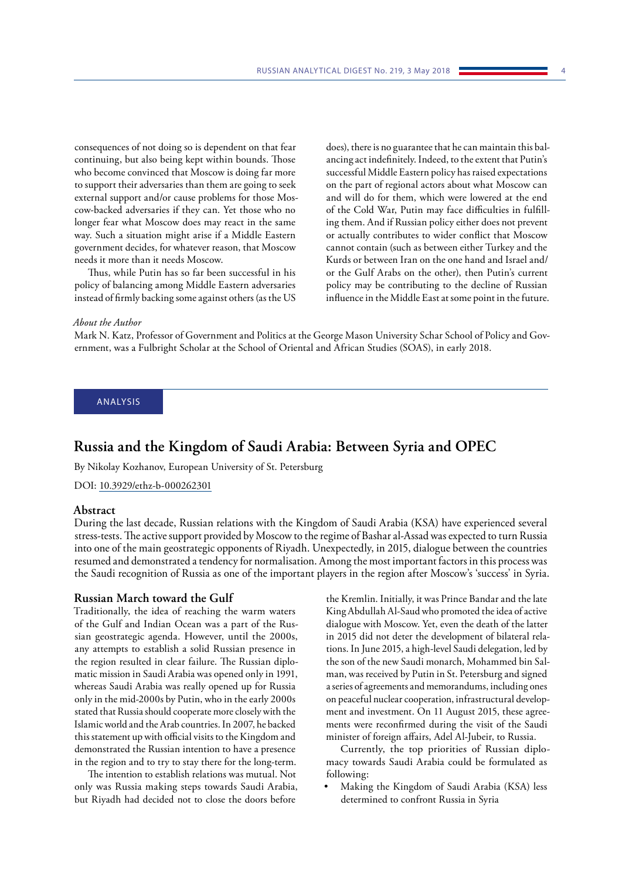consequences of not doing so is dependent on that fear continuing, but also being kept within bounds. Those who become convinced that Moscow is doing far more to support their adversaries than them are going to seek external support and/or cause problems for those Moscow-backed adversaries if they can. Yet those who no longer fear what Moscow does may react in the same way. Such a situation might arise if a Middle Eastern government decides, for whatever reason, that Moscow needs it more than it needs Moscow.

Thus, while Putin has so far been successful in his policy of balancing among Middle Eastern adversaries instead of firmly backing some against others (as the US does), there is no guarantee that he can maintain this balancing act indefinitely. Indeed, to the extent that Putin's successful Middle Eastern policy has raised expectations on the part of regional actors about what Moscow can and will do for them, which were lowered at the end of the Cold War, Putin may face difficulties in fulfilling them. And if Russian policy either does not prevent or actually contributes to wider conflict that Moscow cannot contain (such as between either Turkey and the Kurds or between Iran on the one hand and Israel and/or the Gulf Arabs on the other), then Putin's current policy may be contributing to the decline of Russian influence in the Middle East at some point in the future.

*About the Author*

Mark N. Katz, Professor of Government and Politics at the George Mason University Schar School of Policy and Government, was a Fulbright Scholar at the School of Oriental and African Studies (SOAS), in early 2018.

ANALYSIS

# Russia and the Kingdom of Saudi Arabia: Between Syria and OPEC

By Nikolay Kozhanov, European University of St. Petersburg

DOI: 10.3929/ethz-b-000262301

## Abstract

During the last decade, Russian relations with the Kingdom of Saudi Arabia (KSA) have experienced several stress-tests. The active support provided by Moscow to the regime of Bashar al-Assad was expected to turn Russia into one of the main geostrategic opponents of Riyadh. Unexpectedly, in 2015, dialogue between the countries resumed and demonstrated a tendency for normalisation. Among the most important factors in this process was the Saudi recognition of Russia as one of the important players in the region after Moscow's 'success' in Syria.

## Russian March toward the Gulf

Traditionally, the idea of reaching the warm waters of the Gulf and Indian Ocean was a part of the Russian geostrategic agenda. However, until the 2000s, any attempts to establish a solid Russian presence in the region resulted in clear failure. The Russian diplomatic mission in Saudi Arabia was opened only in 1991, whereas Saudi Arabia was really opened up for Russia only in the mid-2000s by Putin, who in the early 2000s stated that Russia should cooperate more closely with the Islamic world and the Arab countries. In 2007, he backed this statement up with official visits to the Kingdom and demonstrated the Russian intention to have a presence in the region and to try to stay there for the long-term.

The intention to establish relations was mutual. Not only was Russia making steps towards Saudi Arabia, but Riyadh had decided not to close the doors before the Kremlin. Initially, it was Prince Bandar and the late King Abdullah Al-Saud who promoted the idea of active dialogue with Moscow. Yet, even the death of the latter in 2015 did not deter the development of bilateral relations. In June 2015, a high-level Saudi delegation, led by the son of the new Saudi monarch, Mohammed bin Salman, was received by Putin in St. Petersburg and signed a series of agreements and memorandums, including ones on peaceful nuclear cooperation, infrastructural development and investment. On 11 August 2015, these agreements were reconfirmed during the visit of the Saudi minister of foreign affairs, Adel Al-Jubeir, to Russia.

Currently, the top priorities of Russian diplomacy towards Saudi Arabia could be formulated as following:

- Making the Kingdom of Saudi Arabia (KSA) less determined to confront Russia in Syria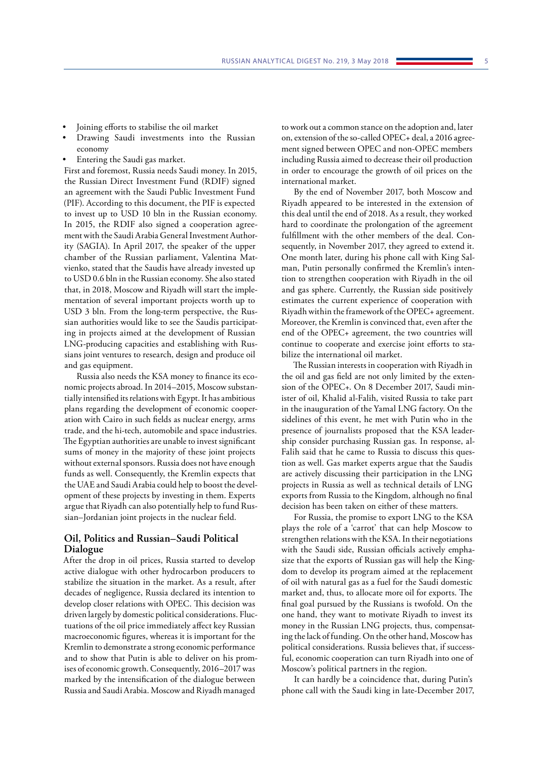- Joining efforts to stabilise the oil market
- Drawing Saudi investments into the Russian economy
- Entering the Saudi gas market.

First and foremost, Russia needs Saudi money. In 2015, the Russian Direct Investment Fund (RDIF) signed an agreement with the Saudi Public Investment Fund (PIF). According to this document, the PIF is expected to invest up to USD 10 bln in the Russian economy. In 2015, the RDIF also signed a cooperation agreement with the Saudi Arabia General Investment Authority (SAGIA). In April 2017, the speaker of the upper chamber of the Russian parliament, Valentina Matvienko, stated that the Saudis have already invested up to USD 0.6 bln in the Russian economy. She also stated that, in 2018, Moscow and Riyadh will start the implementation of several important projects worth up to USD 3 bln. From the long-term perspective, the Russian authorities would like to see the Saudis participating in projects aimed at the development of Russian LNG-producing capacities and establishing with Russians joint ventures to research, design and produce oil and gas equipment.

Russia also needs the KSA money to finance its economic projects abroad. In 2014–2015, Moscow substantially intensified its relations with Egypt. It has ambitious plans regarding the development of economic cooperation with Cairo in such fields as nuclear energy, arms trade, and the hi-tech, automobile and space industries. The Egyptian authorities are unable to invest significant sums of money in the majority of these joint projects without external sponsors. Russia does not have enough funds as well. Consequently, the Kremlin expects that the UAE and Saudi Arabia could help to boost the development of these projects by investing in them. Experts argue that Riyadh can also potentially help to fund Russian–Jordanian joint projects in the nuclear field.

## Oil, Politics and Russian–Saudi Political Dialogue

After the drop in oil prices, Russia started to develop active dialogue with other hydrocarbon producers to stabilize the situation in the market. As a result, after decades of negligence, Russia declared its intention to develop closer relations with OPEC. This decision was driven largely by domestic political considerations. Fluctuations of the oil price immediately affect key Russian macroeconomic figures, whereas it is important for the Kremlin to demonstrate a strong economic performance and to show that Putin is able to deliver on his promises of economic growth. Consequently, 2016–2017 was marked by the intensification of the dialogue between Russia and Saudi Arabia. Moscow and Riyadh managed to work out a common stance on the adoption and, later on, extension of the so-called OPEC+ deal, a 2016 agreement signed between OPEC and non-OPEC members including Russia aimed to decrease their oil production in order to encourage the growth of oil prices on the international market.

By the end of November 2017, both Moscow and Riyadh appeared to be interested in the extension of this deal until the end of 2018. As a result, they worked hard to coordinate the prolongation of the agreement fulfillment with the other members of the deal. Consequently, in November 2017, they agreed to extend it. One month later, during his phone call with King Salman, Putin personally confirmed the Kremlin's intention to strengthen cooperation with Riyadh in the oil and gas sphere. Currently, the Russian side positively estimates the current experience of cooperation with Riyadh within the framework of the OPEC+ agreement. Moreover, the Kremlin is convinced that, even after the end of the OPEC+ agreement, the two countries will continue to cooperate and exercise joint efforts to stabilize the international oil market.

The Russian interests in cooperation with Riyadh in the oil and gas field are not only limited by the extension of the OPEC+. On 8 December 2017, Saudi minister of oil, Khalid al-Falih, visited Russia to take part in the inauguration of the Yamal LNG factory. On the sidelines of this event, he met with Putin who in the presence of journalists proposed that the KSA leadership consider purchasing Russian gas. In response, al-Falih said that he came to Russia to discuss this question as well. Gas market experts argue that the Saudis are actively discussing their participation in the LNG projects in Russia as well as technical details of LNG exports from Russia to the Kingdom, although no final decision has been taken on either of these matters.

For Russia, the promise to export LNG to the KSA plays the role of a 'carrot' that can help Moscow to strengthen relations with the KSA. In their negotiations with the Saudi side, Russian officials actively emphasize that the exports of Russian gas will help the Kingdom to develop its program aimed at the replacement of oil with natural gas as a fuel for the Saudi domestic market and, thus, to allocate more oil for exports. The final goal pursued by the Russians is twofold. On the one hand, they want to motivate Riyadh to invest its money in the Russian LNG projects, thus, compensating the lack of funding. On the other hand, Moscow has political considerations. Russia believes that, if successful, economic cooperation can turn Riyadh into one of Moscow's political partners in the region.

It can hardly be a coincidence that, during Putin's phone call with the Saudi king in late-December 2017,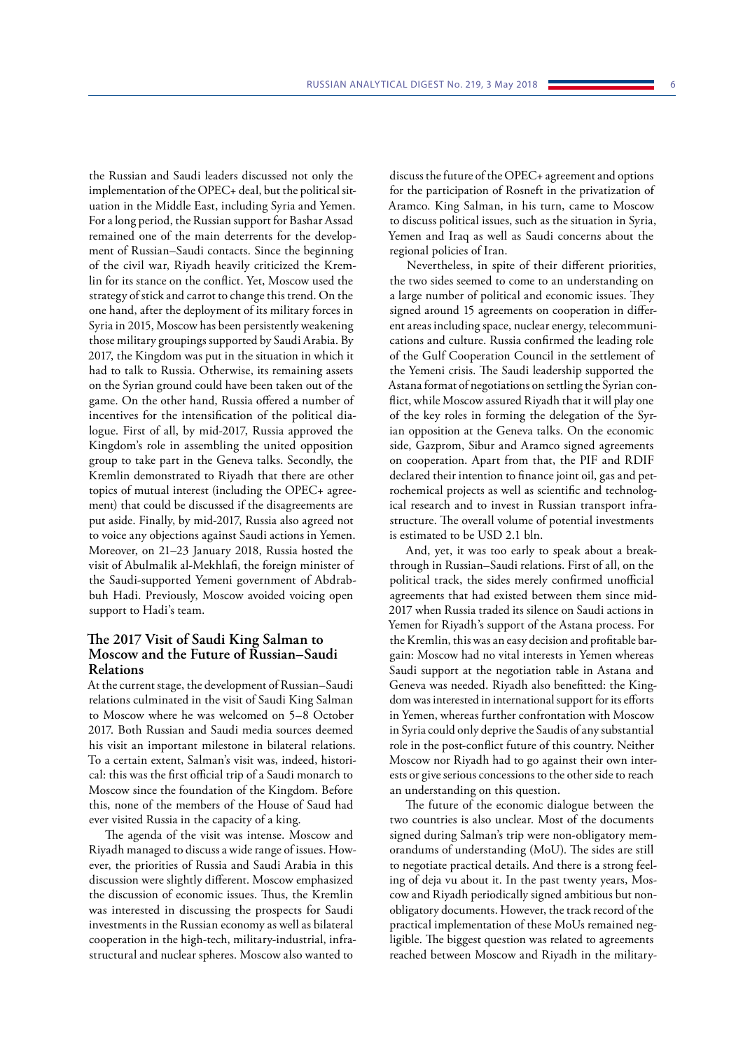the Russian and Saudi leaders discussed not only the implementation of the OPEC+ deal, but the political situation in the Middle East, including Syria and Yemen. For a long period, the Russian support for Bashar Assad remained one of the main deterrents for the development of Russian–Saudi contacts. Since the beginning of the civil war, Riyadh heavily criticized the Kremlin for its stance on the conflict. Yet, Moscow used the strategy of stick and carrot to change this trend. On the one hand, after the deployment of its military forces in Syria in 2015, Moscow has been persistently weakening those military groupings supported by Saudi Arabia. By 2017, the Kingdom was put in the situation in which it had to talk to Russia. Otherwise, its remaining assets on the Syrian ground could have been taken out of the game. On the other hand, Russia offered a number of incentives for the intensification of the political dialogue. First of all, by mid-2017, Russia approved the Kingdom's role in assembling the united opposition group to take part in the Geneva talks. Secondly, the Kremlin demonstrated to Riyadh that there are other topics of mutual interest (including the OPEC+ agreement) that could be discussed if the disagreements are put aside. Finally, by mid-2017, Russia also agreed not to voice any objections against Saudi actions in Yemen. Moreover, on 21–23 January 2018, Russia hosted the visit of Abulmalik al-Mekhlafi, the foreign minister of the Saudi-supported Yemeni government of Abdrabbuh Hadi. Previously, Moscow avoided voicing open support to Hadi's team.

## The 2017 Visit of Saudi King Salman to Moscow and the Future of Russian–Saudi Relations

At the current stage, the development of Russian–Saudi relations culminated in the visit of Saudi King Salman to Moscow where he was welcomed on 5–8 October 2017. Both Russian and Saudi media sources deemed his visit an important milestone in bilateral relations. To a certain extent, Salman's visit was, indeed, historical: this was the first official trip of a Saudi monarch to Moscow since the foundation of the Kingdom. Before this, none of the members of the House of Saud had ever visited Russia in the capacity of a king.

The agenda of the visit was intense. Moscow and Riyadh managed to discuss a wide range of issues. However, the priorities of Russia and Saudi Arabia in this discussion were slightly different. Moscow emphasized the discussion of economic issues. Thus, the Kremlin was interested in discussing the prospects for Saudi investments in the Russian economy as well as bilateral cooperation in the high-tech, military-industrial, infrastructural and nuclear spheres. Moscow also wanted to discuss the future of the OPEC+ agreement and options for the participation of Rosneft in the privatization of Aramco. King Salman, in his turn, came to Moscow to discuss political issues, such as the situation in Syria, Yemen and Iraq as well as Saudi concerns about the regional policies of Iran.

Nevertheless, in spite of their different priorities, the two sides seemed to come to an understanding on a large number of political and economic issues. They signed around 15 agreements on cooperation in different areas including space, nuclear energy, telecommunications and culture. Russia confirmed the leading role of the Gulf Cooperation Council in the settlement of the Yemeni crisis. The Saudi leadership supported the Astana format of negotiations on settling the Syrian conflict, while Moscow assured Riyadh that it will play one of the key roles in forming the delegation of the Syrian opposition at the Geneva talks. On the economic side, Gazprom, Sibur and Aramco signed agreements on cooperation. Apart from that, the PIF and RDIF declared their intention to finance joint oil, gas and petrochemical projects as well as scientific and technological research and to invest in Russian transport infrastructure. The overall volume of potential investments is estimated to be USD 2.1 bln.

And, yet, it was too early to speak about a breakthrough in Russian–Saudi relations. First of all, on the political track, the sides merely confirmed unofficial agreements that had existed between them since mid-2017 when Russia traded its silence on Saudi actions in Yemen for Riyadh's support of the Astana process. For the Kremlin, this was an easy decision and profitable bargain: Moscow had no vital interests in Yemen whereas Saudi support at the negotiation table in Astana and Geneva was needed. Riyadh also benefitted: the Kingdom was interested in international support for its efforts in Yemen, whereas further confrontation with Moscow in Syria could only deprive the Saudis of any substantial role in the post-conflict future of this country. Neither Moscow nor Riyadh had to go against their own interests or give serious concessions to the other side to reach an understanding on this question.

The future of the economic dialogue between the two countries is also unclear. Most of the documents signed during Salman's trip were non-obligatory memorandums of understanding (MoU). The sides are still to negotiate practical details. And there is a strong feeling of deja vu about it. In the past twenty years, Moscow and Riyadh periodically signed ambitious but non-obligatory documents. However, the track record of the practical implementation of these MoUs remained negligible. The biggest question was related to agreements reached between Moscow and Riyadh in the military-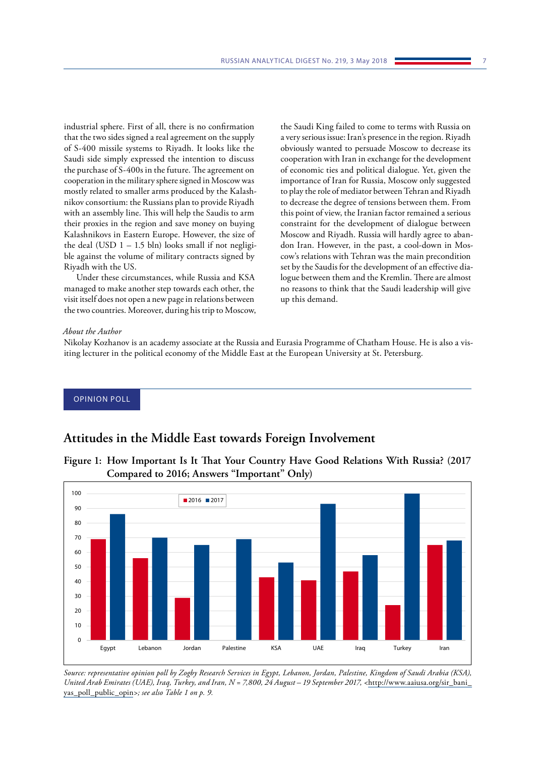industrial sphere. First of all, there is no confirmation that the two sides signed a real agreement on the supply of S-400 missile systems to Riyadh. It looks like the Saudi side simply expressed the intention to discuss the purchase of S-400s in the future. The agreement on cooperation in the military sphere signed in Moscow was mostly related to smaller arms produced by the Kalashnikov consortium: the Russians plan to provide Riyadh with an assembly line. This will help the Saudis to arm their proxies in the region and save money on buying Kalashnikovs in Eastern Europe. However, the size of the deal (USD 1 – 1.5 bln) looks small if not negligible against the volume of military contracts signed by Riyadh with the US.

Under these circumstances, while Russia and KSA managed to make another step towards each other, the visit itself does not open a new page in relations between the two countries. Moreover, during his trip to Moscow, the Saudi King failed to come to terms with Russia on a very serious issue: Iran's presence in the region. Riyadh obviously wanted to persuade Moscow to decrease its cooperation with Iran in exchange for the development of economic ties and political dialogue. Yet, given the importance of Iran for Russia, Moscow only suggested to play the role of mediator between Tehran and Riyadh to decrease the degree of tensions between them. From this point of view, the Iranian factor remained a serious constraint for the development of dialogue between Moscow and Riyadh. Russia will hardly agree to abandon Iran. However, in the past, a cool-down in Moscow's relations with Tehran was the main precondition set by the Saudis for the development of an effective dialogue between them and the Kremlin. There are almost no reasons to think that the Saudi leadership will give up this demand.

*About the Author*

Nikolay Kozhanov is an academy associate at the Russia and Eurasia Programme of Chatham House. He is also a visiting lecturer in the political economy of the Middle East at the European University at St. Petersburg.

OPINION POLL

## Attitudes in the Middle East towards Foreign Involvement

**Figure 1: How Important Is It That Your Country Have Good Relations With Russia? (2017 Compared to 2016; Answers "Important" Only)**

*Source: representative opinion poll by Zogby Research Services in Egypt, Lebanon, Jordan, Palestine, Kingdom of Saudi Arabia (KSA), United Arab Emirates (UAE), Iraq, Turkey, and Iran, N = 7,800, 24 August – 19 September 2017,* <http://www.aaiusa.org/sir_bani_yas_poll_public_opin>*; see also Table 1 on p. 9.*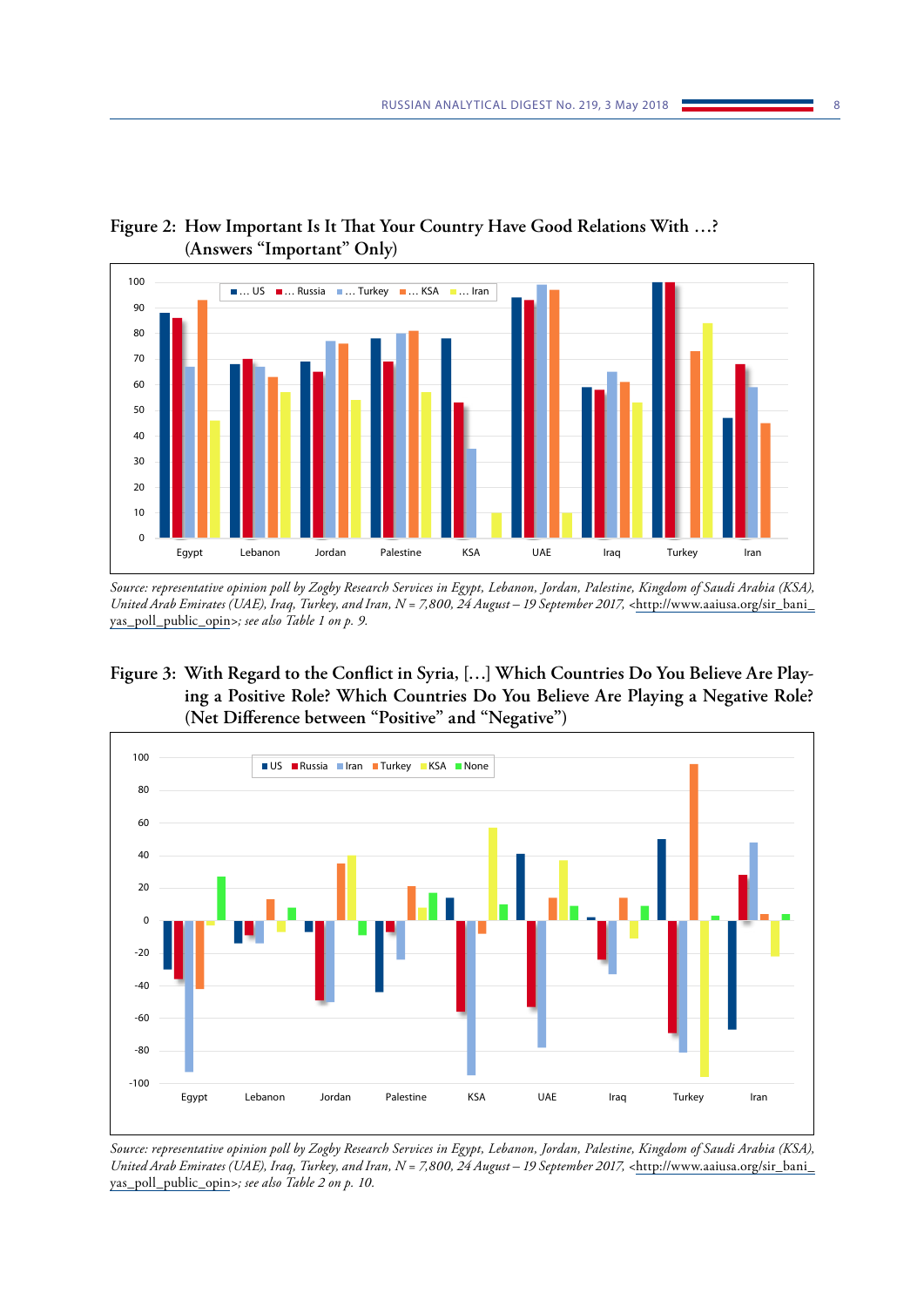## Figure 2: How Important Is It That Your Country Have Good Relations With …? (Answers "Important" Only)

*Source: representative opinion poll by Zogby Research Services in Egypt, Lebanon, Jordan, Palestine, Kingdom of Saudi Arabia (KSA), United Arab Emirates (UAE), Iraq, Turkey, and Iran, N = 7,800, 24 August – 19 September 2017, <http://www.aaiusa.org/sir_bani_yas_poll_public_opin>; see also Table 1 on p. 9.*

## Figure 3: With Regard to the Conflict in Syria, […] Which Countries Do You Believe Are Playing a Positive Role? Which Countries Do You Believe Are Playing a Negative Role? (Net Difference between "Positive" and "Negative")

*Source: representative opinion poll by Zogby Research Services in Egypt, Lebanon, Jordan, Palestine, Kingdom of Saudi Arabia (KSA), United Arab Emirates (UAE), Iraq, Turkey, and Iran, N = 7,800, 24 August – 19 September 2017, <http://www.aaiusa.org/sir_bani_yas_poll_public_opin>; see also Table 2 on p. 10.*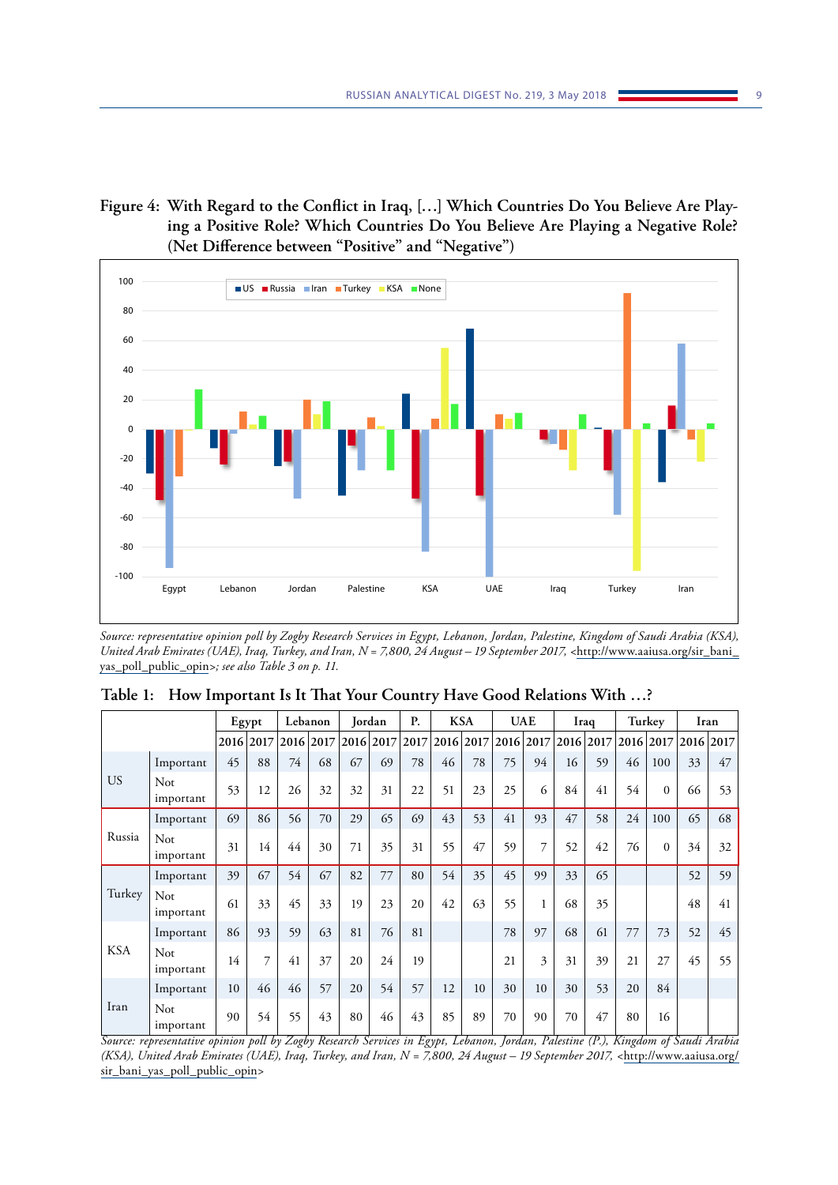**Figure 4: With Regard to the Conflict in Iraq, […] Which Countries Do You Believe Are Playing a Positive Role? Which Countries Do You Believe Are Playing a Negative Role? (Net Difference between "Positive" and "Negative")**

*Source: representative opinion poll by Zogby Research Services in Egypt, Lebanon, Jordan, Palestine, Kingdom of Saudi Arabia (KSA), United Arab Emirates (UAE), Iraq, Turkey, and Iran, N = 7,800, 24 August – 19 September 2017, <http://www.aaiusa.org/sir_bani_yas_poll_public_opin>; see also Table 3 on p. 11.*

**Table 1: How Important Is It That Your Country Have Good Relations With …?**

| | | Egypt | | Lebanon | | Jordan | | P. | KSA | | UAE | | Iraq | | Turkey | | Iran | |
|---|---|---|---|---|---|---|---|---|---|---|---|---|---|---|---|---|---|---|
| | | 2016 | 2017 | 2016 | 2017 | 2016 | 2017 | 2017 | 2016 | 2017 | 2016 | 2017 | 2016 | 2017 | 2016 | 2017 | 2016 | 2017 |
| US | Important | 45 | 88 | 74 | 68 | 67 | 69 | 78 | 46 | 78 | 75 | 94 | 16 | 59 | 46 | 100 | 33 | 47 |
| | Not important | 53 | 12 | 26 | 32 | 32 | 31 | 22 | 51 | 23 | 25 | 6 | 84 | 41 | 54 | 0 | 66 | 53 |
| Russia | Important | 69 | 86 | 56 | 70 | 29 | 65 | 69 | 43 | 53 | 41 | 93 | 47 | 58 | 24 | 100 | 65 | 68 |
| | Not important | 31 | 14 | 44 | 30 | 71 | 35 | 31 | 55 | 47 | 59 | 7 | 52 | 42 | 76 | 0 | 34 | 32 |
| Turkey | Important | 39 | 67 | 54 | 67 | 82 | 77 | 80 | 54 | 35 | 45 | 99 | 33 | 65 | | | 52 | 59 |
| | Not important | 61 | 33 | 45 | 33 | 19 | 23 | 20 | 42 | 63 | 55 | 1 | 68 | 35 | | | 48 | 41 |
| KSA | Important | 86 | 93 | 59 | 63 | 81 | 76 | 81 | | | 78 | 97 | 68 | 61 | 77 | 73 | 52 | 45 |
| | Not important | 14 | 7 | 41 | 37 | 20 | 24 | 19 | | | 21 | 3 | 31 | 39 | 21 | 27 | 45 | 55 |
| Iran | Important | 10 | 46 | 46 | 57 | 20 | 54 | 57 | 12 | 10 | 30 | 10 | 30 | 53 | 20 | 84 | | |
| | Not important | 90 | 54 | 55 | 43 | 80 | 46 | 43 | 85 | 89 | 70 | 90 | 70 | 47 | 80 | 16 | | |

*Source: representative opinion poll by Zogby Research Services in Egypt, Lebanon, Jordan, Palestine (P.), Kingdom of Saudi Arabia (KSA), United Arab Emirates (UAE), Iraq, Turkey, and Iran, N = 7,800, 24 August – 19 September 2017, <http://www.aaiusa.org/sir_bani_yas_poll_public_opin>*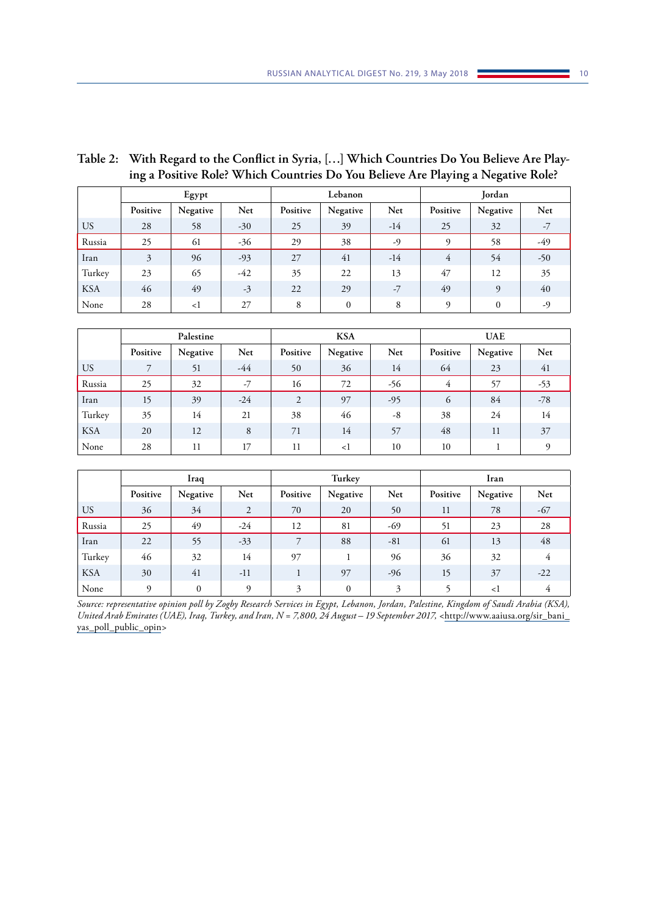**Table 2: With Regard to the Conflict in Syria, […] Which Countries Do You Believe Are Playing a Positive Role? Which Countries Do You Believe Are Playing a Negative Role?**

| | Egypt | | | Lebanon | | | Jordan | | |
|---|---|---|---|---|---|---|---|---|---|
| | Positive | Negative | Net | Positive | Negative | Net | Positive | Negative | Net |
| US | 28 | 58 | -30 | 25 | 39 | -14 | 25 | 32 | -7 |
| Russia | 25 | 61 | -36 | 29 | 38 | -9 | 9 | 58 | -49 |
| Iran | 3 | 96 | -93 | 27 | 41 | -14 | 4 | 54 | -50 |
| Turkey | 23 | 65 | -42 | 35 | 22 | 13 | 47 | 12 | 35 |
| KSA | 46 | 49 | -3 | 22 | 29 | -7 | 49 | 9 | 40 |
| None | 28 | <1 | 27 | 8 | 0 | 8 | 9 | 0 | -9 |

| | Palestine | | | KSA | | | UAE | | |
|---|---|---|---|---|---|---|---|---|---|
| | Positive | Negative | Net | Positive | Negative | Net | Positive | Negative | Net |
| US | 7 | 51 | -44 | 50 | 36 | 14 | 64 | 23 | 41 |
| Russia | 25 | 32 | -7 | 16 | 72 | -56 | 4 | 57 | -53 |
| Iran | 15 | 39 | -24 | 2 | 97 | -95 | 6 | 84 | -78 |
| Turkey | 35 | 14 | 21 | 38 | 46 | -8 | 38 | 24 | 14 |
| KSA | 20 | 12 | 8 | 71 | 14 | 57 | 48 | 11 | 37 |
| None | 28 | 11 | 17 | 11 | <1 | 10 | 10 | 1 | 9 |

| | Iraq | | | Turkey | | | Iran | | |
|---|---|---|---|---|---|---|---|---|---|
| | Positive | Negative | Net | Positive | Negative | Net | Positive | Negative | Net |
| US | 36 | 34 | 2 | 70 | 20 | 50 | 11 | 78 | -67 |
| Russia | 25 | 49 | -24 | 12 | 81 | -69 | 51 | 23 | 28 |
| Iran | 22 | 55 | -33 | 7 | 88 | -81 | 61 | 13 | 48 |
| Turkey | 46 | 32 | 14 | 97 | 1 | 96 | 36 | 32 | 4 |
| KSA | 30 | 41 | -11 | 1 | 97 | -96 | 15 | 37 | -22 |
| None | 9 | 0 | 9 | 3 | 0 | 3 | 5 | <1 | 4 |

*Source: representative opinion poll by Zogby Research Services in Egypt, Lebanon, Jordan, Palestine, Kingdom of Saudi Arabia (KSA), United Arab Emirates (UAE), Iraq, Turkey, and Iran, N = 7,800, 24 August – 19 September 2017,* <http://www.aaiusa.org/sir_bani_yas_poll_public_opin>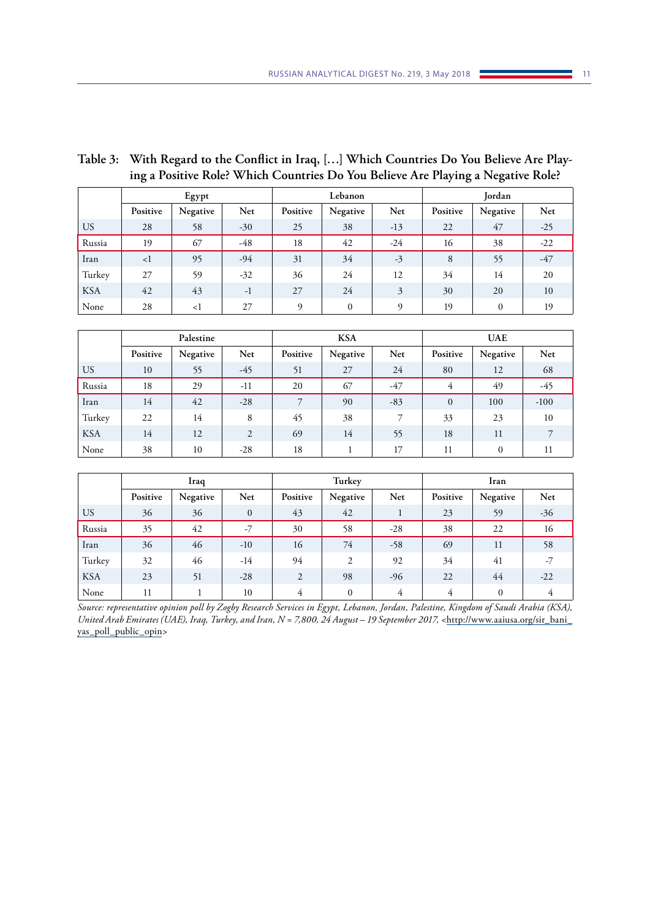### Table 3: With Regard to the Conflict in Iraq, […] Which Countries Do You Believe Are Playing a Positive Role? Which Countries Do You Believe Are Playing a Negative Role?

| | Egypt | | | Lebanon | | | Jordan | | |
|---|---|---|---|---|---|---|---|---|---|
| | Positive | Negative | Net | Positive | Negative | Net | Positive | Negative | Net |
| US | 28 | 58 | -30 | 25 | 38 | -13 | 22 | 47 | -25 |
| Russia | 19 | 67 | -48 | 18 | 42 | -24 | 16 | 38 | -22 |
| Iran | <1 | 95 | -94 | 31 | 34 | -3 | 8 | 55 | -47 |
| Turkey | 27 | 59 | -32 | 36 | 24 | 12 | 34 | 14 | 20 |
| KSA | 42 | 43 | -1 | 27 | 24 | 3 | 30 | 20 | 10 |
| None | 28 | <1 | 27 | 9 | 0 | 9 | 19 | 0 | 19 |

| | Palestine | | | KSA | | | UAE | | |
|---|---|---|---|---|---|---|---|---|---|
| | Positive | Negative | Net | Positive | Negative | Net | Positive | Negative | Net |
| US | 10 | 55 | -45 | 51 | 27 | 24 | 80 | 12 | 68 |
| Russia | 18 | 29 | -11 | 20 | 67 | -47 | 4 | 49 | -45 |
| Iran | 14 | 42 | -28 | 7 | 90 | -83 | 0 | 100 | -100 |
| Turkey | 22 | 14 | 8 | 45 | 38 | 7 | 33 | 23 | 10 |
| KSA | 14 | 12 | 2 | 69 | 14 | 55 | 18 | 11 | 7 |
| None | 38 | 10 | -28 | 18 | 1 | 17 | 11 | 0 | 11 |

| | Iraq | | | Turkey | | | Iran | | |
|---|---|---|---|---|---|---|---|---|---|
| | Positive | Negative | Net | Positive | Negative | Net | Positive | Negative | Net |
| US | 36 | 36 | 0 | 43 | 42 | 1 | 23 | 59 | -36 |
| Russia | 35 | 42 | -7 | 30 | 58 | -28 | 38 | 22 | 16 |
| Iran | 36 | 46 | -10 | 16 | 74 | -58 | 69 | 11 | 58 |
| Turkey | 32 | 46 | -14 | 94 | 2 | 92 | 34 | 41 | -7 |
| KSA | 23 | 51 | -28 | 2 | 98 | -96 | 22 | 44 | -22 |
| None | 11 | 1 | 10 | 4 | 0 | 4 | 4 | 0 | 4 |

*Source: representative opinion poll by Zogby Research Services in Egypt, Lebanon, Jordan, Palestine, Kingdom of Saudi Arabia (KSA), United Arab Emirates (UAE), Iraq, Turkey, and Iran, N = 7,800, 24 August – 19 September 2017,* <http://www.aaiusa.org/sir_bani_yas_poll_public_opin>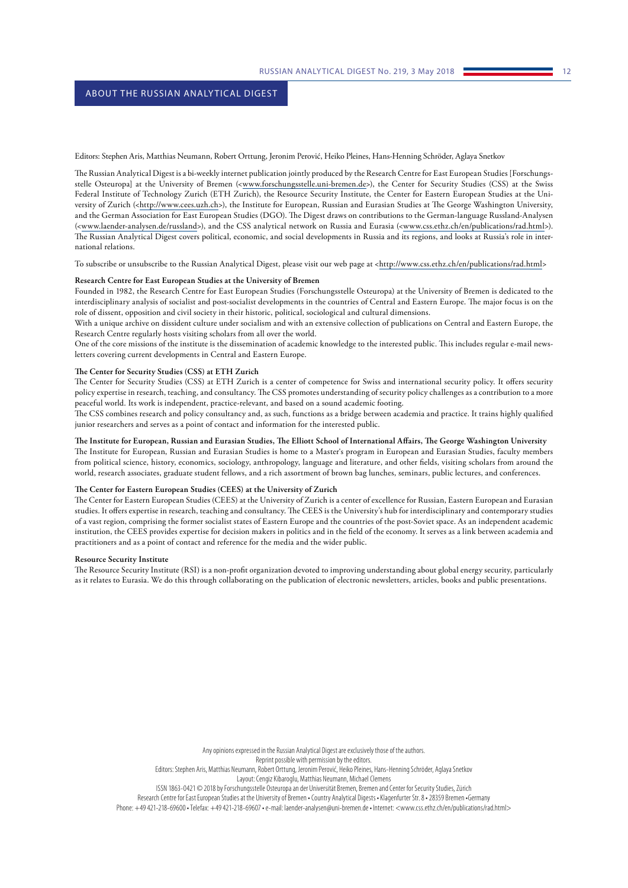## ABOUT THE RUSSIAN ANALYTICAL DIGEST

Editors: Stephen Aris, Matthias Neumann, Robert Orttung, Jeronim Perović, Heiko Pleines, Hans-Henning Schröder, Aglaya Snetkov

The Russian Analytical Digest is a bi-weekly internet publication jointly produced by the Research Centre for East European Studies [Forschungsstelle Osteuropa] at the University of Bremen (<www.forschungsstelle.uni-bremen.de>), the Center for Security Studies (CSS) at the Swiss Federal Institute of Technology Zurich (ETH Zurich), the Resource Security Institute, the Center for Eastern European Studies at the University of Zurich (<http://www.cees.uzh.ch>), the Institute for European, Russian and Eurasian Studies at The George Washington University, and the German Association for East European Studies (DGO). The Digest draws on contributions to the German-language Russland-Analysen (<www.laender-analysen.de/russland>), and the CSS analytical network on Russia and Eurasia (<www.css.ethz.ch/en/publications/rad.html>). The Russian Analytical Digest covers political, economic, and social developments in Russia and its regions, and looks at Russia's role in international relations.

To subscribe or unsubscribe to the Russian Analytical Digest, please visit our web page at <http://www.css.ethz.ch/en/publications/rad.html>

**Research Centre for East European Studies at the University of Bremen**

Founded in 1982, the Research Centre for East European Studies (Forschungsstelle Osteuropa) at the University of Bremen is dedicated to the interdisciplinary analysis of socialist and post-socialist developments in the countries of Central and Eastern Europe. The major focus is on the role of dissent, opposition and civil society in their historic, political, sociological and cultural dimensions.

With a unique archive on dissident culture under socialism and with an extensive collection of publications on Central and Eastern Europe, the Research Centre regularly hosts visiting scholars from all over the world.

One of the core missions of the institute is the dissemination of academic knowledge to the interested public. This includes regular e-mail newsletters covering current developments in Central and Eastern Europe.

**The Center for Security Studies (CSS) at ETH Zurich**

The Center for Security Studies (CSS) at ETH Zurich is a center of competence for Swiss and international security policy. It offers security policy expertise in research, teaching, and consultancy. The CSS promotes understanding of security policy challenges as a contribution to a more peaceful world. Its work is independent, practice-relevant, and based on a sound academic footing.

The CSS combines research and policy consultancy and, as such, functions as a bridge between academia and practice. It trains highly qualified junior researchers and serves as a point of contact and information for the interested public.

**The Institute for European, Russian and Eurasian Studies, The Elliott School of International Affairs, The George Washington University**

The Institute for European, Russian and Eurasian Studies is home to a Master's program in European and Eurasian Studies, faculty members from political science, history, economics, sociology, anthropology, language and literature, and other fields, visiting scholars from around the world, research associates, graduate student fellows, and a rich assortment of brown bag lunches, seminars, public lectures, and conferences.

**The Center for Eastern European Studies (CEES) at the University of Zurich**

The Center for Eastern European Studies (CEES) at the University of Zurich is a center of excellence for Russian, Eastern European and Eurasian studies. It offers expertise in research, teaching and consultancy. The CEES is the University's hub for interdisciplinary and contemporary studies of a vast region, comprising the former socialist states of Eastern Europe and the countries of the post-Soviet space. As an independent academic institution, the CEES provides expertise for decision makers in politics and in the field of the economy. It serves as a link between academia and practitioners and as a point of contact and reference for the media and the wider public.

**Resource Security Institute**

The Resource Security Institute (RSI) is a non-profit organization devoted to improving understanding about global energy security, particularly as it relates to Eurasia. We do this through collaborating on the publication of electronic newsletters, articles, books and public presentations.

Any opinions expressed in the Russian Analytical Digest are exclusively those of the authors.
Reprint possible with permission by the editors.
Editors: Stephen Aris, Matthias Neumann, Robert Orttung, Jeronim Perović, Heiko Pleines, Hans-Henning Schröder, Aglaya Snetkov
Layout: Cengiz Kibaroglu, Matthias Neumann, Michael Clemens
ISSN 1863-0421 © 2018 by Forschungsstelle Osteuropa an der Universität Bremen, Bremen and Center for Security Studies, Zürich
Research Centre for East European Studies at the University of Bremen • Country Analytical Digests • Klagenfurter Str. 8 • 28359 Bremen • Germany
Phone: +49 421-218-69600 • Telefax: +49 421-218-69607 • e-mail: laender-analysen@uni-bremen.de • Internet: <www.css.ethz.ch/en/publications/rad.html>